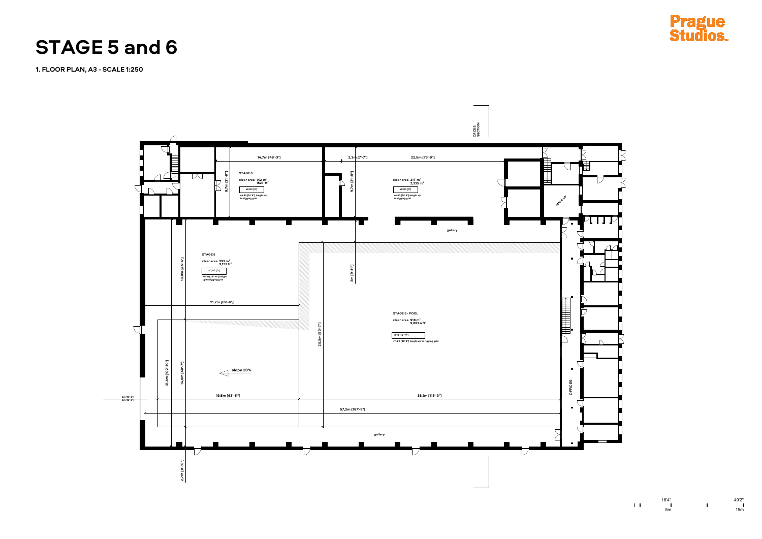# STAGE 5 and 6

**1. FLOOR PLAN, A3 - SCALE 1:250**

Prague Studios.

CROSS SECTION

**STAGE 6**
clear area 142 m² / 1527 ft²
±0,00 [0']
+4,50 [14'9"] height up to rigging grid

14,7m [48'-3"]
9,7m [31'-8"]
2,3m [7'-7"]
22,5m [73'-9"]
9,7m [31'-8"]

clear area 217 m² / 2,335 ft²
±0,00 [0']
+4,50 [14'9"] height up to rigging grid

MAKE-UP

gallery

**STAGE 5**
clear area 293 m² / 3,153 ft²
±0,00 [0']
+9,10 [29'10"] height up to rigging grid

13,8m [45'-4"]
3m [9'-11"]
21,2m [69'-6"]

**STAGE 5 - POOL**
clear area 918 m² / 9,883.4 ft²
-2,10 [-6'-11"]
+11,20 [36'9"] height up to rigging grid

25,5m [83'-7"]
31,4m [102'-10"]
14,8m [48'-7"]
slope 28%

6m [19'-8"]
5m [16'-5"]

19,5m [63'-11"]
36,1m [118'-3"]
57,2m [187'-9"]

OFFICES

gallery

2,7m [8'-10"]

16'4" / 5m
49'2" / 15m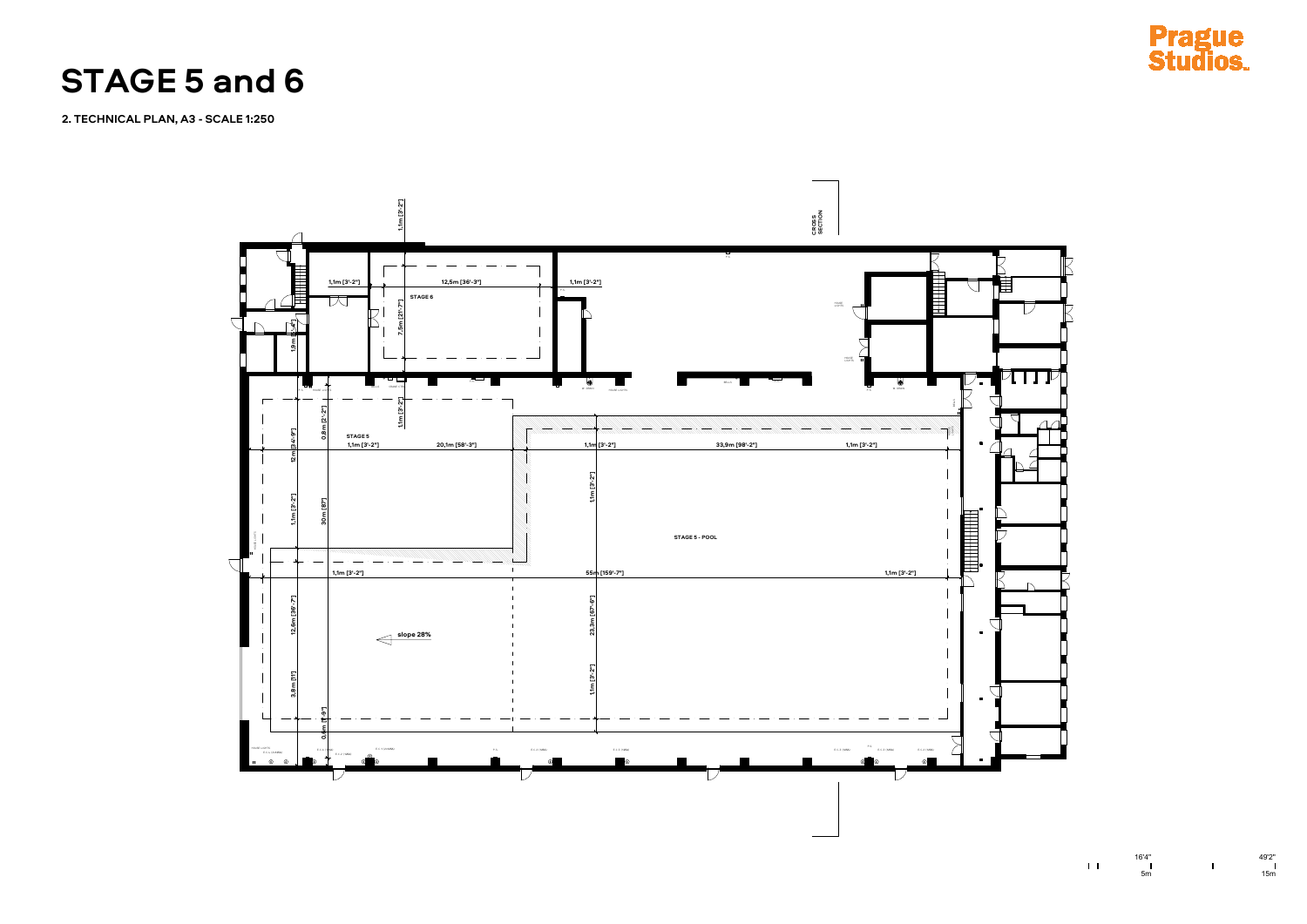# STAGE 5 and 6

**2. TECHNICAL PLAN, A3 - SCALE 1:250**

Prague Studios

CROSS SECTION

STAGE 6

1,1m [3'-2"]

12,5m [36'-3"]

1,1m [3'-2"]

7,5m [21'-7"]

1,9m [6'-3"]

1,1m [3'-2"]

STAGE 5

0,8m [2'-2"]

12m [34'-9"]

1,1m [3'-2"]

20,1m [58'-3"]

1,1m [3'-2"]

33,9m [98'-2"]

1,1m [3'-2"]

1,1m [3'-2"]

30m [87']

1,1m [3'-2"]

STAGE 5 - POOL

1,1m [3'-2"]

55m [159'-7"]

1,1m [3'-2"]

12,6m [36'-7"]

23,3m [67'-6"]

slope 28%

3,8m [11']

1,1m [3'-2"]

0,6m [1'-9"]

16'4" / 5m — 49'2" / 15m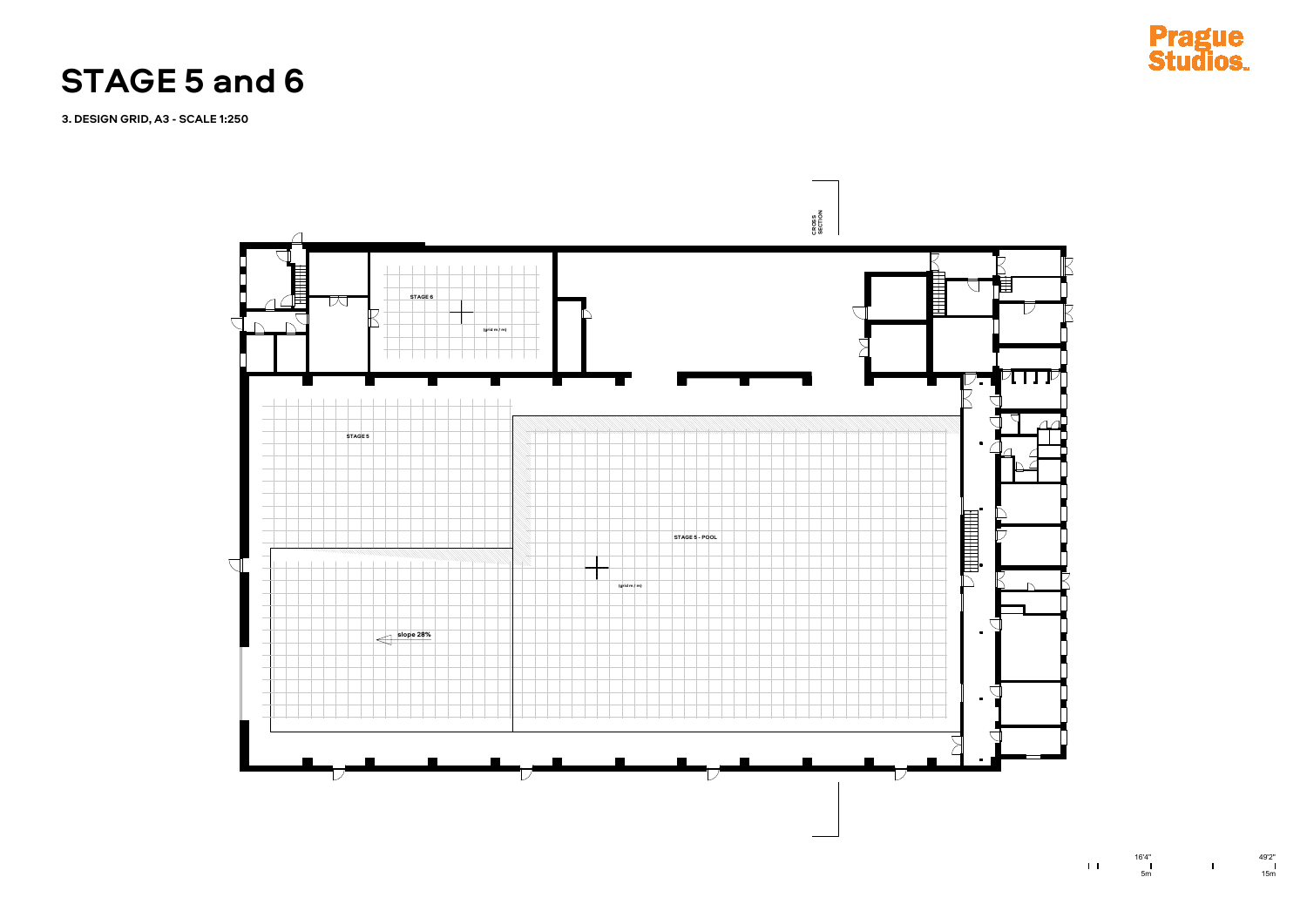# STAGE 5 and 6

**3. DESIGN GRID, A3 - SCALE 1:250**

Prague Studios

CROSS SECTION

STAGE 6

(grid m / m)

STAGE 5

STAGE 5 - POOL

(grid m / m)

slope 28%

16'4" 5m

49'2" 15m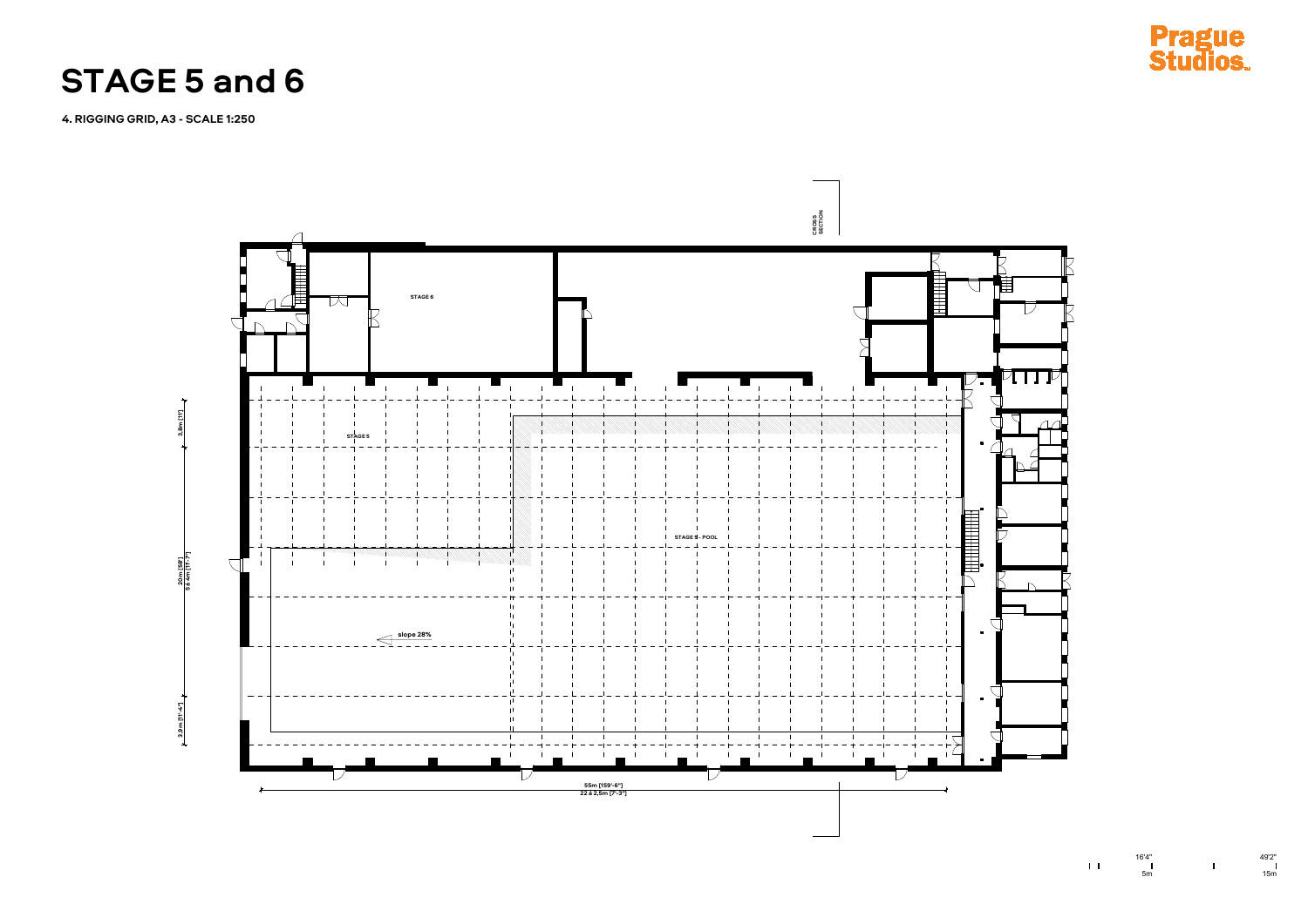# STAGE 5 and 6

**4. RIGGING GRID, A3 - SCALE 1:250**

CROSS SECTION

STAGE 6

STAGE 5

STAGE 5 - POOL

slope 28%

3,8m [11']

20m [59']
5 á 4m [11'-7']

3,9m [11'-4']

55m [159'-6"]
22 á 2,5m [7'-3"]

16'4"
5m

49'2"
15m